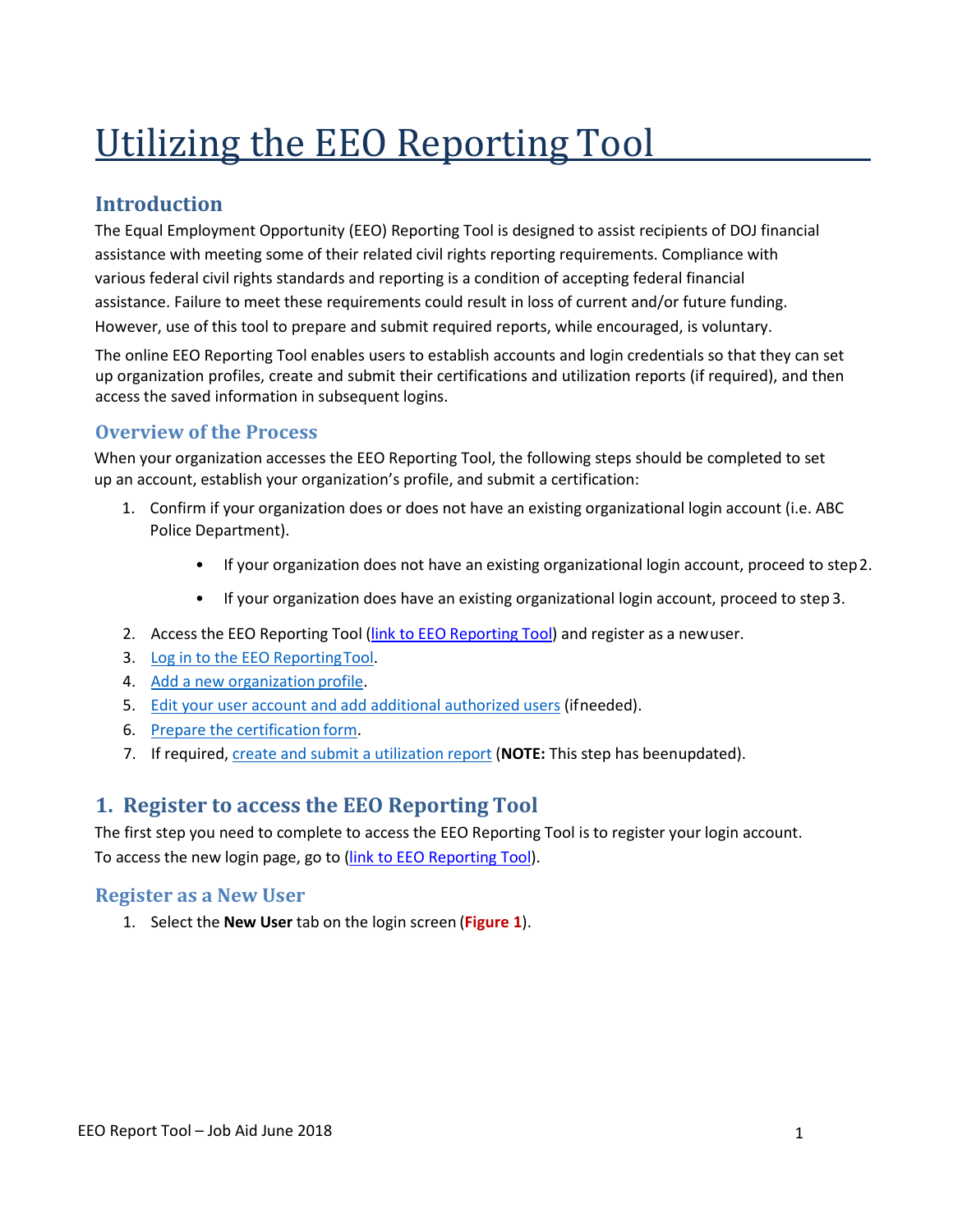# Utilizing the EEO Reporting Tool

## Introduction

The Equal Employment Opportunity (EEO) Reporting Tool is designed to assist recipients of DOJ financial assistance with meeting some of their related civil rights reporting requirements. Compliance with various federal civil rights standards and reporting is a condition of accepting federal financial assistance. Failure to meet these requirements could result in loss of current and/or future funding. However, use of this tool to prepare and submit required reports, while encouraged, is voluntary.

The online EEO Reporting Tool enables users to establish accounts and login credentials so that they can set up organization profiles, create and submit their certifications and utilization reports (if required), and then access the saved information in subsequent logins.

### Overview of the Process

When your organization accesses the EEO Reporting Tool, the following steps should be completed to set up an account, establish your organization's profile, and submit a certification:

1. Confirm if your organization does or does not have an existing organizational login account (i.e. ABC Police Department).
   - If your organization does not have an existing organizational login account, proceed to step 2.
   - If your organization does have an existing organizational login account, proceed to step 3.
2. Access the EEO Reporting Tool (link to EEO Reporting Tool) and register as a new user.
3. Log in to the EEO Reporting Tool.
4. Add a new organization profile.
5. Edit your user account and add additional authorized users (if needed).
6. Prepare the certification form.
7. If required, create and submit a utilization report (**NOTE:** This step has been updated).

## 1. Register to access the EEO Reporting Tool

The first step you need to complete to access the EEO Reporting Tool is to register your login account. To access the new login page, go to (link to EEO Reporting Tool).

### Register as a New User

1. Select the **New User** tab on the login screen (**Figure 1**).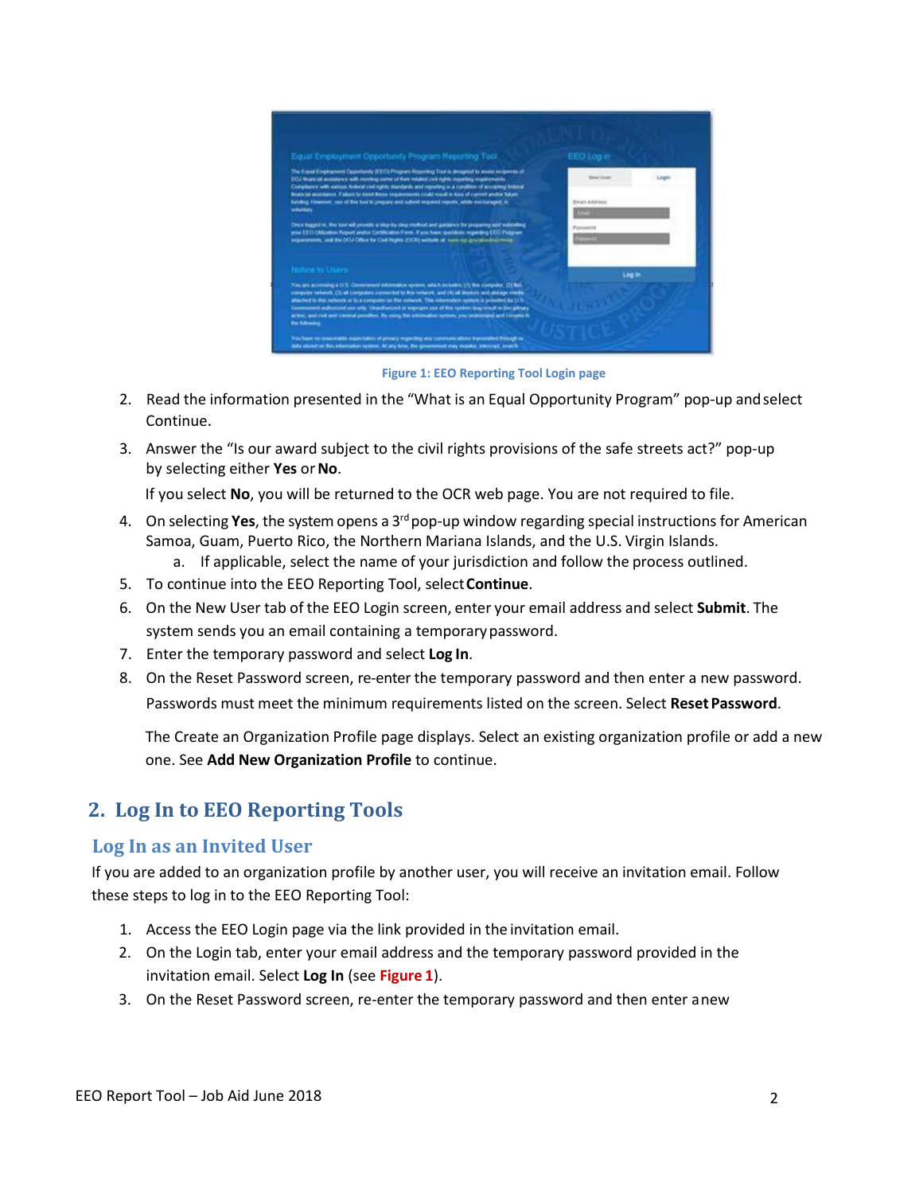Figure 1: EEO Reporting Tool Login page

2. Read the information presented in the "What is an Equal Opportunity Program" pop-up and select Continue.
3. Answer the "Is our award subject to the civil rights provisions of the safe streets act?" pop-up by selecting either **Yes** or **No**.

   If you select **No**, you will be returned to the OCR web page. You are not required to file.
4. On selecting **Yes**, the system opens a 3rd pop-up window regarding special instructions for American Samoa, Guam, Puerto Rico, the Northern Mariana Islands, and the U.S. Virgin Islands.
   a. If applicable, select the name of your jurisdiction and follow the process outlined.
5. To continue into the EEO Reporting Tool, select **Continue**.
6. On the New User tab of the EEO Login screen, enter your email address and select **Submit**. The system sends you an email containing a temporary password.
7. Enter the temporary password and select **Log In**.
8. On the Reset Password screen, re-enter the temporary password and then enter a new password. Passwords must meet the minimum requirements listed on the screen. Select **Reset Password**.

   The Create an Organization Profile page displays. Select an existing organization profile or add a new one. See **Add New Organization Profile** to continue.

## 2. Log In to EEO Reporting Tools

### Log In as an Invited User

If you are added to an organization profile by another user, you will receive an invitation email. Follow these steps to log in to the EEO Reporting Tool:

1. Access the EEO Login page via the link provided in the invitation email.
2. On the Login tab, enter your email address and the temporary password provided in the invitation email. Select **Log In** (see **Figure 1**).
3. On the Reset Password screen, re-enter the temporary password and then enter a new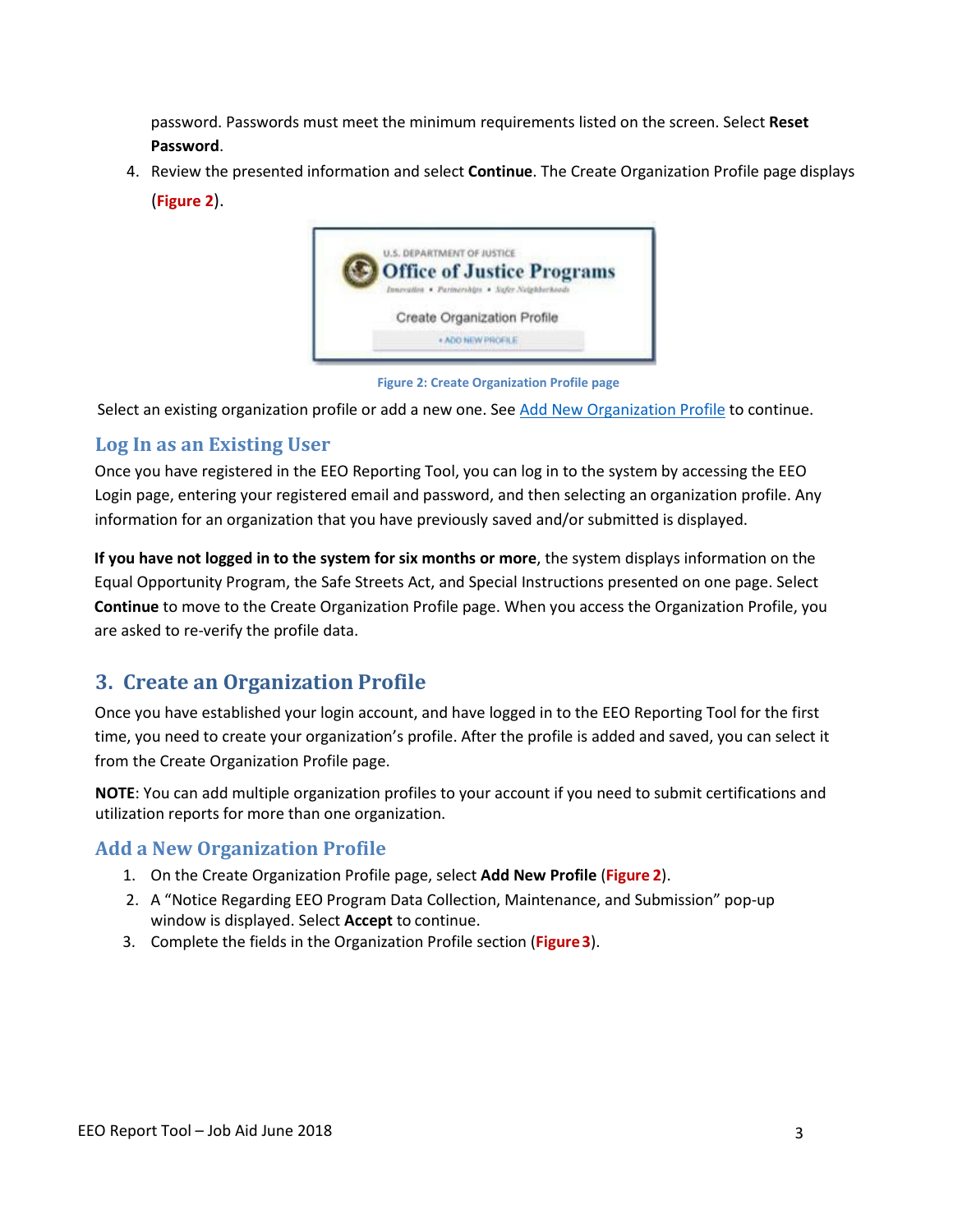password. Passwords must meet the minimum requirements listed on the screen. Select **Reset Password**.

4. Review the presented information and select **Continue**. The Create Organization Profile page displays (**Figure 2**).

Figure 2: Create Organization Profile page

Select an existing organization profile or add a new one. See Add New Organization Profile to continue.

### Log In as an Existing User

Once you have registered in the EEO Reporting Tool, you can log in to the system by accessing the EEO Login page, entering your registered email and password, and then selecting an organization profile. Any information for an organization that you have previously saved and/or submitted is displayed.

**If you have not logged in to the system for six months or more**, the system displays information on the Equal Opportunity Program, the Safe Streets Act, and Special Instructions presented on one page. Select **Continue** to move to the Create Organization Profile page. When you access the Organization Profile, you are asked to re-verify the profile data.

## 3. Create an Organization Profile

Once you have established your login account, and have logged in to the EEO Reporting Tool for the first time, you need to create your organization's profile. After the profile is added and saved, you can select it from the Create Organization Profile page.

**NOTE**: You can add multiple organization profiles to your account if you need to submit certifications and utilization reports for more than one organization.

### Add a New Organization Profile

1. On the Create Organization Profile page, select **Add New Profile** (**Figure 2**).
2. A "Notice Regarding EEO Program Data Collection, Maintenance, and Submission" pop-up window is displayed. Select **Accept** to continue.
3. Complete the fields in the Organization Profile section (**Figure 3**).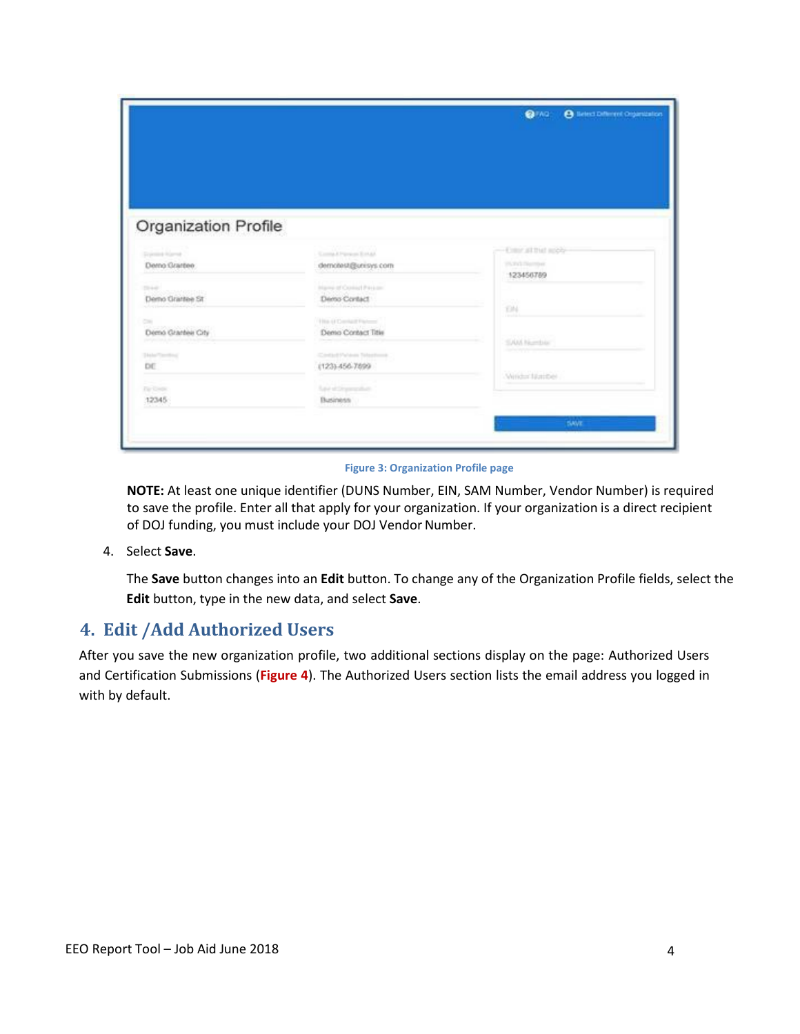Figure 3: Organization Profile page

**NOTE:** At least one unique identifier (DUNS Number, EIN, SAM Number, Vendor Number) is required to save the profile. Enter all that apply for your organization. If your organization is a direct recipient of DOJ funding, you must include your DOJ Vendor Number.

4. Select **Save**.

   The **Save** button changes into an **Edit** button. To change any of the Organization Profile fields, select the **Edit** button, type in the new data, and select **Save**.

## 4. Edit /Add Authorized Users

After you save the new organization profile, two additional sections display on the page: Authorized Users and Certification Submissions (**Figure 4**). The Authorized Users section lists the email address you logged in with by default.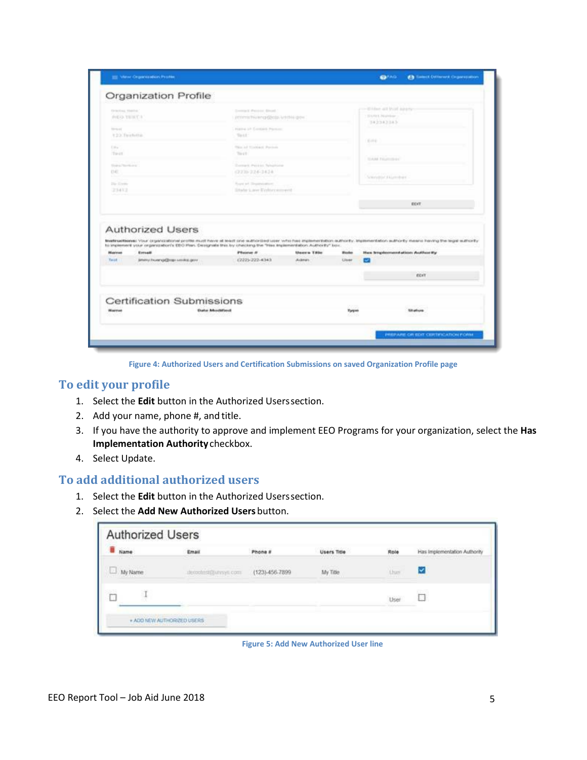Figure 4: Authorized Users and Certification Submissions on saved Organization Profile page

## To edit your profile

1. Select the **Edit** button in the Authorized Users section.
2. Add your name, phone #, and title.
3. If you have the authority to approve and implement EEO Programs for your organization, select the **Has Implementation Authority** checkbox.
4. Select Update.

## To add additional authorized users

1. Select the **Edit** button in the Authorized Users section.
2. Select the **Add New Authorized Users** button.

Figure 5: Add New Authorized User line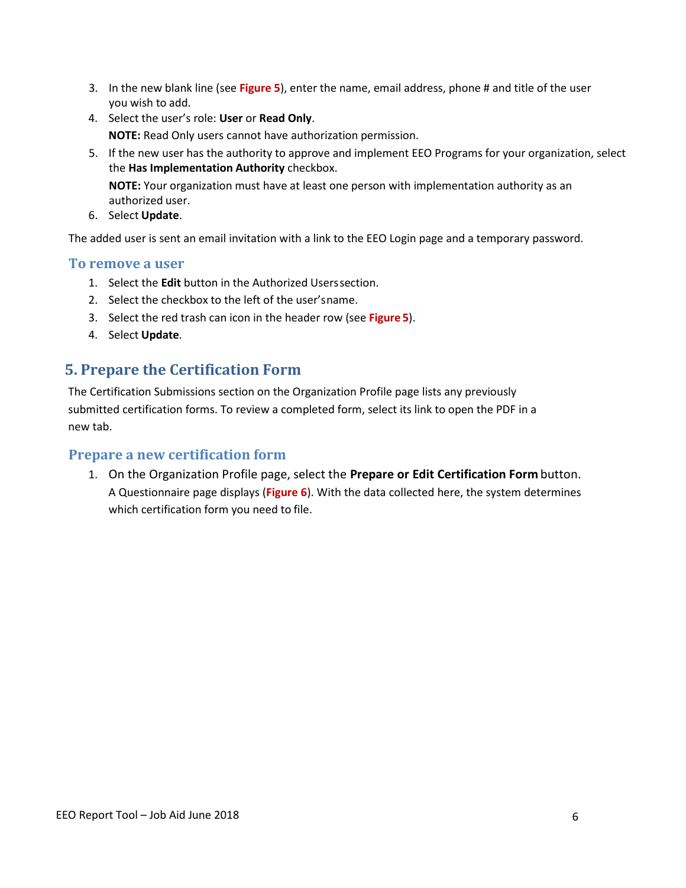3. In the new blank line (see **Figure 5**), enter the name, email address, phone # and title of the user you wish to add.
4. Select the user's role: **User** or **Read Only**.

   **NOTE:** Read Only users cannot have authorization permission.
5. If the new user has the authority to approve and implement EEO Programs for your organization, select the **Has Implementation Authority** checkbox.

   **NOTE:** Your organization must have at least one person with implementation authority as an authorized user.
6. Select **Update**.

The added user is sent an email invitation with a link to the EEO Login page and a temporary password.

### To remove a user

1. Select the **Edit** button in the Authorized Users section.
2. Select the checkbox to the left of the user's name.
3. Select the red trash can icon in the header row (see **Figure 5**).
4. Select **Update**.

## 5. Prepare the Certification Form

The Certification Submissions section on the Organization Profile page lists any previously submitted certification forms. To review a completed form, select its link to open the PDF in a new tab.

### Prepare a new certification form

1. On the Organization Profile page, select the **Prepare or Edit Certification Form** button. A Questionnaire page displays (**Figure 6**). With the data collected here, the system determines which certification form you need to file.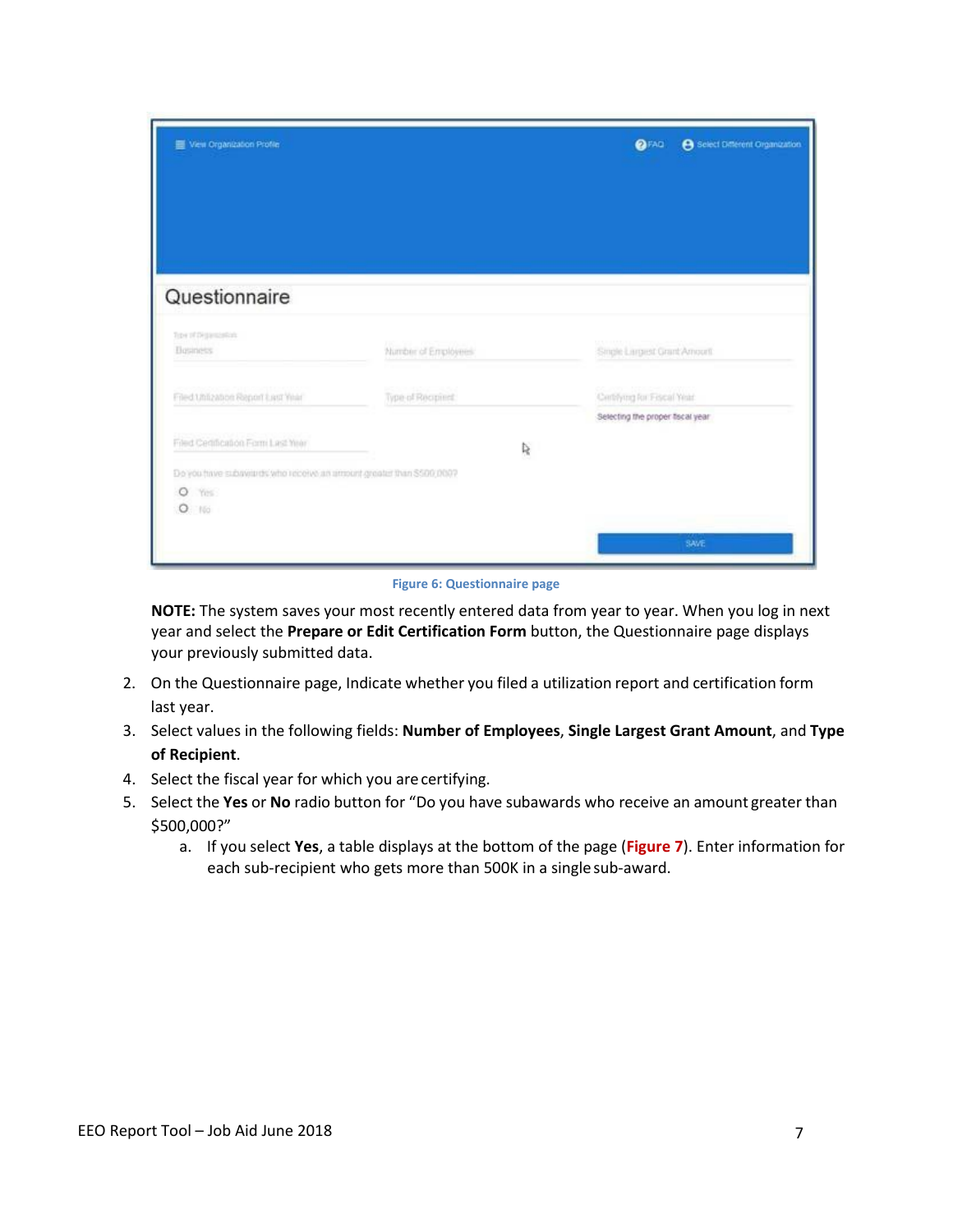Figure 6: Questionnaire page

**NOTE:** The system saves your most recently entered data from year to year. When you log in next year and select the **Prepare or Edit Certification Form** button, the Questionnaire page displays your previously submitted data.

2. On the Questionnaire page, Indicate whether you filed a utilization report and certification form last year.
3. Select values in the following fields: **Number of Employees**, **Single Largest Grant Amount**, and **Type of Recipient**.
4. Select the fiscal year for which you are certifying.
5. Select the **Yes** or **No** radio button for "Do you have subawards who receive an amount greater than $500,000?"
   a. If you select **Yes**, a table displays at the bottom of the page (**Figure 7**). Enter information for each sub-recipient who gets more than 500K in a single sub-award.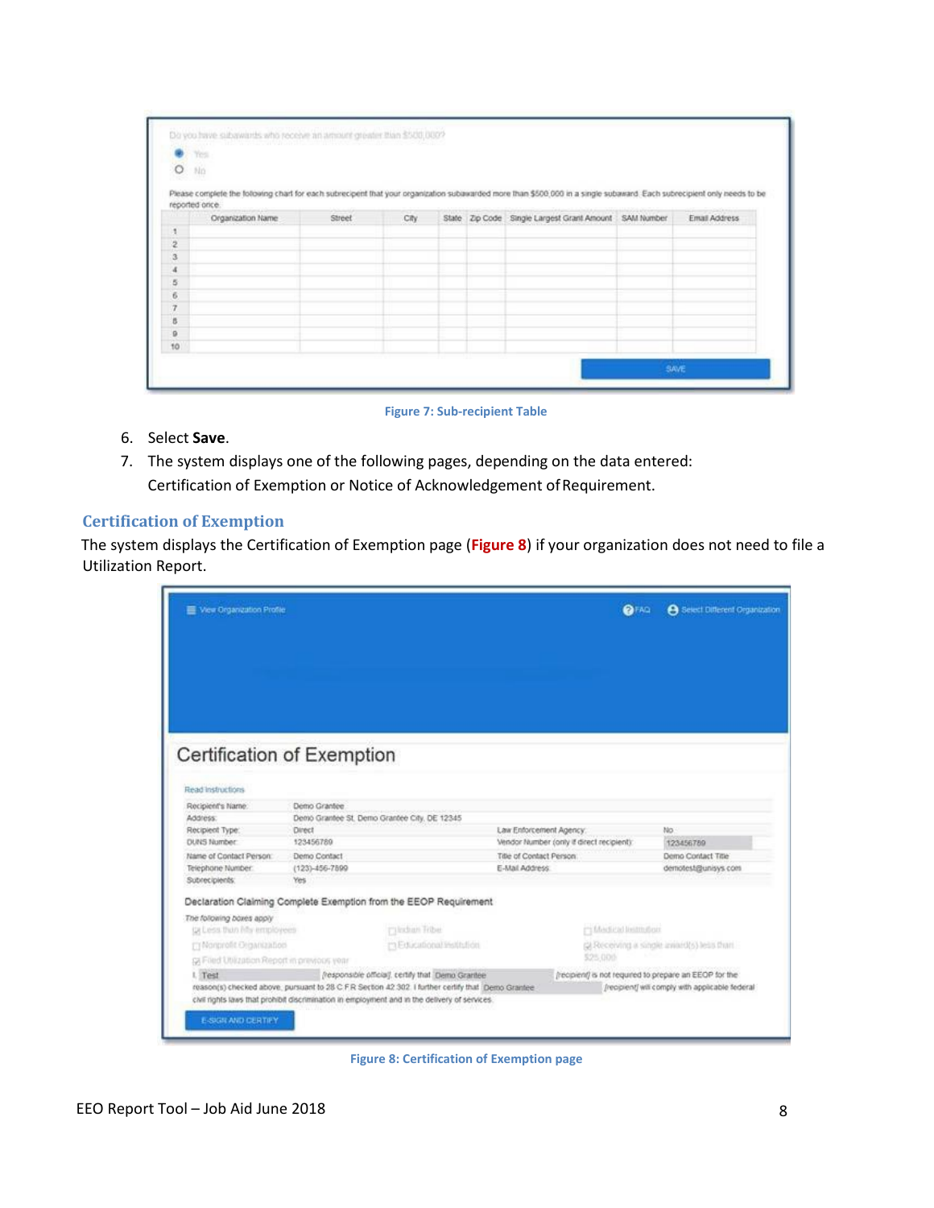Figure 7: Sub-recipient Table

6. Select **Save**.
7. The system displays one of the following pages, depending on the data entered: Certification of Exemption or Notice of Acknowledgement of Requirement.

### Certification of Exemption

The system displays the Certification of Exemption page (**Figure 8**) if your organization does not need to file a Utilization Report.

Figure 8: Certification of Exemption page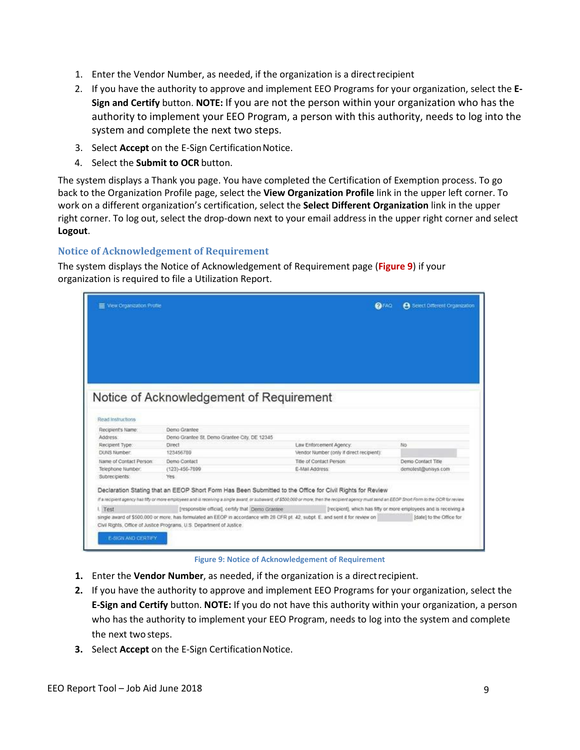1. Enter the Vendor Number, as needed, if the organization is a direct recipient
2. If you have the authority to approve and implement EEO Programs for your organization, select the **E-Sign and Certify** button. **NOTE:** If you are not the person within your organization who has the authority to implement your EEO Program, a person with this authority, needs to log into the system and complete the next two steps.
3. Select **Accept** on the E-Sign Certification Notice.
4. Select the **Submit to OCR** button.

The system displays a Thank you page. You have completed the Certification of Exemption process. To go back to the Organization Profile page, select the **View Organization Profile** link in the upper left corner. To work on a different organization's certification, select the **Select Different Organization** link in the upper right corner. To log out, select the drop-down next to your email address in the upper right corner and select **Logout**.

### Notice of Acknowledgement of Requirement

The system displays the Notice of Acknowledgement of Requirement page (**Figure 9**) if your organization is required to file a Utilization Report.

Figure 9: Notice of Acknowledgement of Requirement

1. Enter the **Vendor Number**, as needed, if the organization is a direct recipient.
2. If you have the authority to approve and implement EEO Programs for your organization, select the **E-Sign and Certify** button. **NOTE:** If you do not have this authority within your organization, a person who has the authority to implement your EEO Program, needs to log into the system and complete the next two steps.
3. Select **Accept** on the E-Sign Certification Notice.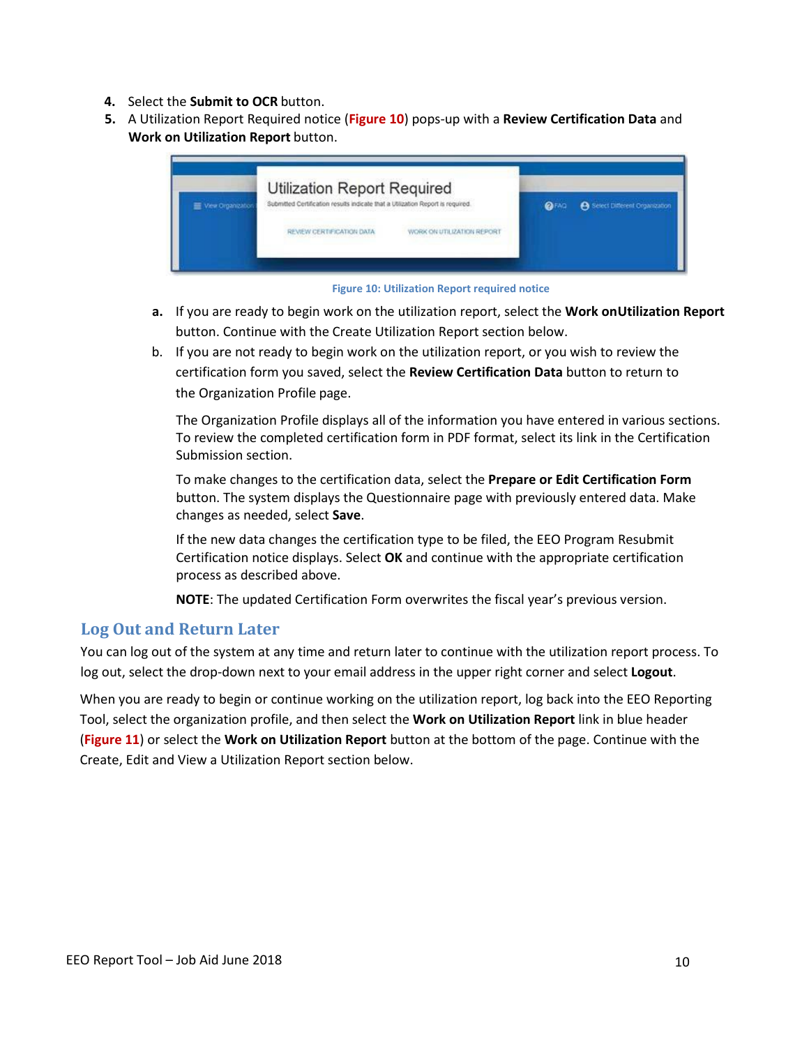4. Select the **Submit to OCR** button.
5. A Utilization Report Required notice (**Figure 10**) pops-up with a **Review Certification Data** and **Work on Utilization Report** button.

Figure 10: Utilization Report required notice

   a. If you are ready to begin work on the utilization report, select the **Work onUtilization Report** button. Continue with the Create Utilization Report section below.

   b. If you are not ready to begin work on the utilization report, or you wish to review the certification form you saved, select the **Review Certification Data** button to return to the Organization Profile page.

      The Organization Profile displays all of the information you have entered in various sections. To review the completed certification form in PDF format, select its link in the Certification Submission section.

      To make changes to the certification data, select the **Prepare or Edit Certification Form** button. The system displays the Questionnaire page with previously entered data. Make changes as needed, select **Save**.

      If the new data changes the certification type to be filed, the EEO Program Resubmit Certification notice displays. Select **OK** and continue with the appropriate certification process as described above.

      **NOTE**: The updated Certification Form overwrites the fiscal year's previous version.

## Log Out and Return Later

You can log out of the system at any time and return later to continue with the utilization report process. To log out, select the drop-down next to your email address in the upper right corner and select **Logout**.

When you are ready to begin or continue working on the utilization report, log back into the EEO Reporting Tool, select the organization profile, and then select the **Work on Utilization Report** link in blue header (**Figure 11**) or select the **Work on Utilization Report** button at the bottom of the page. Continue with the Create, Edit and View a Utilization Report section below.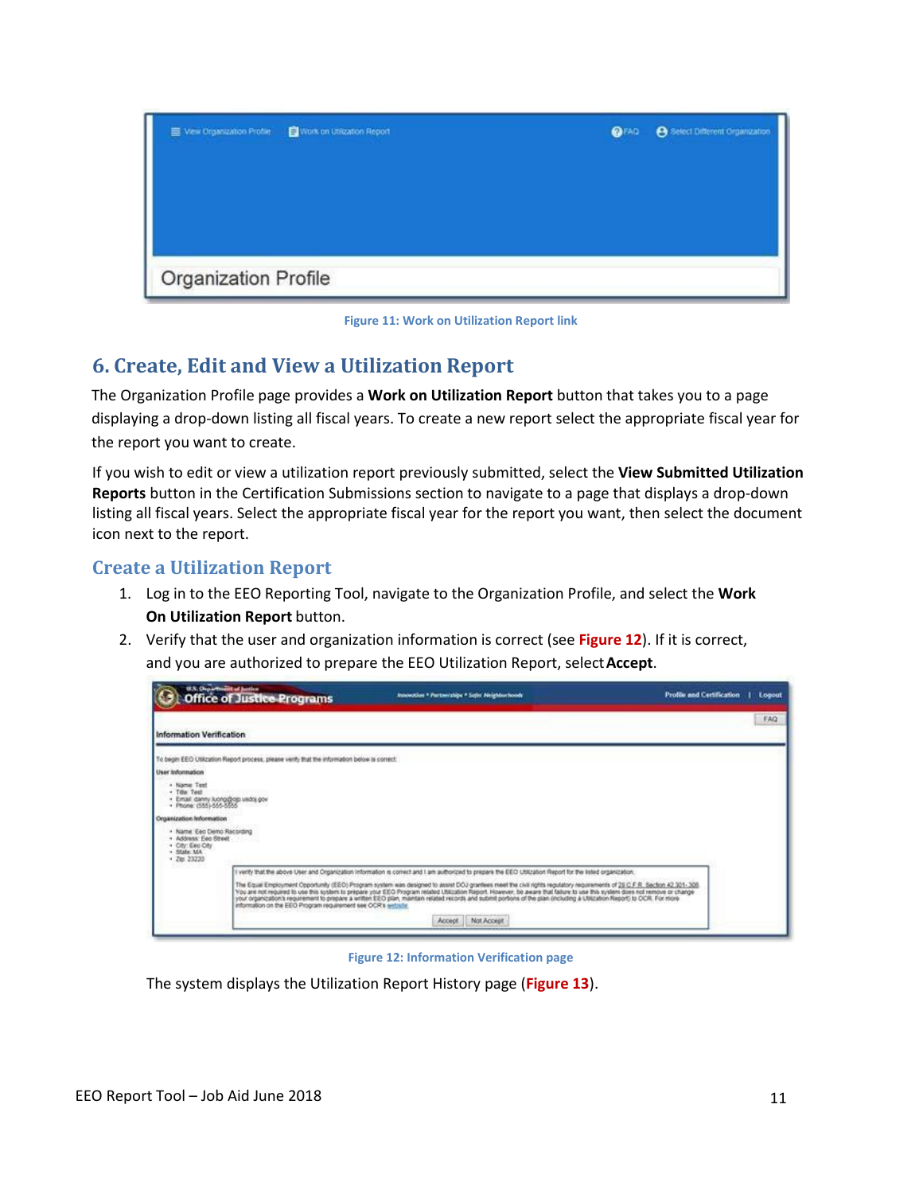Figure 11: Work on Utilization Report link

## 6. Create, Edit and View a Utilization Report

The Organization Profile page provides a **Work on Utilization Report** button that takes you to a page displaying a drop-down listing all fiscal years. To create a new report select the appropriate fiscal year for the report you want to create.

If you wish to edit or view a utilization report previously submitted, select the **View Submitted Utilization Reports** button in the Certification Submissions section to navigate to a page that displays a drop-down listing all fiscal years. Select the appropriate fiscal year for the report you want, then select the document icon next to the report.

### Create a Utilization Report

1. Log in to the EEO Reporting Tool, navigate to the Organization Profile, and select the **Work On Utilization Report** button.
2. Verify that the user and organization information is correct (see **Figure 12**). If it is correct, and you are authorized to prepare the EEO Utilization Report, select **Accept**.

Figure 12: Information Verification page

The system displays the Utilization Report History page (**Figure 13**).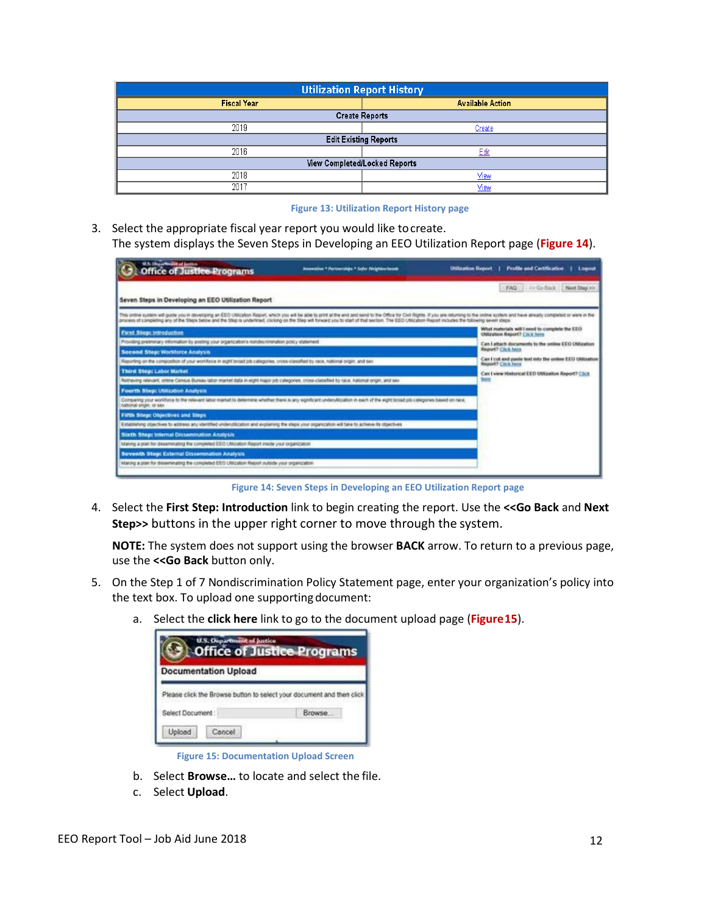| Utilization Report History | |
|---|---|
| Fiscal Year | Available Action |
| Create Reports | |
| 2019 | Create |
| Edit Existing Reports | |
| 2016 | Edit |
| View Completed/Locked Reports | |
| 2018 | View |
| 2017 | View |

Figure 13: Utilization Report History page

3. Select the appropriate fiscal year report you would like to create.
   The system displays the Seven Steps in Developing an EEO Utilization Report page (**Figure 14**).

Figure 14: Seven Steps in Developing an EEO Utilization Report page

4. Select the **First Step: Introduction** link to begin creating the report. Use the **<<Go Back** and **Next Step>>** buttons in the upper right corner to move through the system.

   **NOTE:** The system does not support using the browser **BACK** arrow. To return to a previous page, use the **<<Go Back** button only.

5. On the Step 1 of 7 Nondiscrimination Policy Statement page, enter your organization's policy into the text box. To upload one supporting document:

   a. Select the **click here** link to go to the document upload page (**Figure 15**).

   Figure 15: Documentation Upload Screen

   b. Select **Browse…** to locate and select the file.
   c. Select **Upload**.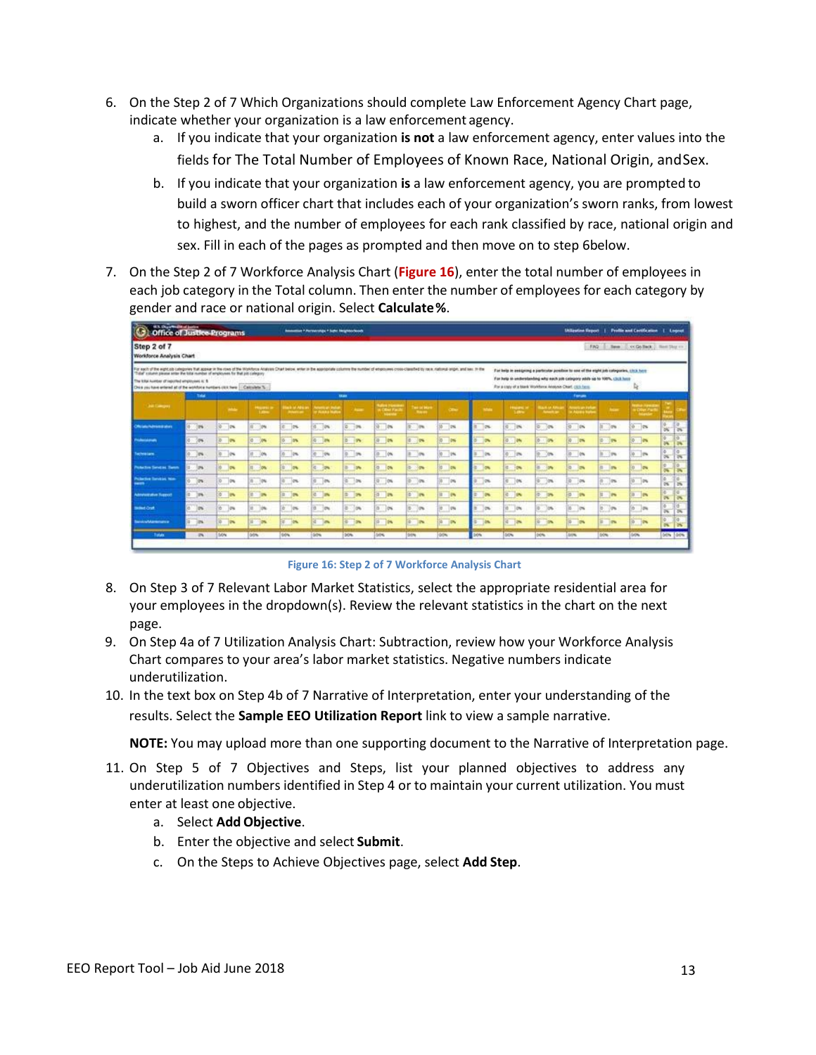6. On the Step 2 of 7 Which Organizations should complete Law Enforcement Agency Chart page, indicate whether your organization is a law enforcement agency.
    a. If you indicate that your organization **is not** a law enforcement agency, enter values into the fields for The Total Number of Employees of Known Race, National Origin, and Sex.
    b. If you indicate that your organization **is** a law enforcement agency, you are prompted to build a sworn officer chart that includes each of your organization's sworn ranks, from lowest to highest, and the number of employees for each rank classified by race, national origin and sex. Fill in each of the pages as prompted and then move on to step 6 below.
7. On the Step 2 of 7 Workforce Analysis Chart (**Figure 16**), enter the total number of employees in each job category in the Total column. Then enter the number of employees for each category by gender and race or national origin. Select **Calculate %**.

Figure 16: Step 2 of 7 Workforce Analysis Chart

8. On Step 3 of 7 Relevant Labor Market Statistics, select the appropriate residential area for your employees in the dropdown(s). Review the relevant statistics in the chart on the next page.
9. On Step 4a of 7 Utilization Analysis Chart: Subtraction, review how your Workforce Analysis Chart compares to your area's labor market statistics. Negative numbers indicate underutilization.
10. In the text box on Step 4b of 7 Narrative of Interpretation, enter your understanding of the results. Select the **Sample EEO Utilization Report** link to view a sample narrative.

    **NOTE:** You may upload more than one supporting document to the Narrative of Interpretation page.

11. On Step 5 of 7 Objectives and Steps, list your planned objectives to address any underutilization numbers identified in Step 4 or to maintain your current utilization. You must enter at least one objective.
    a. Select **Add Objective**.
    b. Enter the objective and select **Submit**.
    c. On the Steps to Achieve Objectives page, select **Add Step**.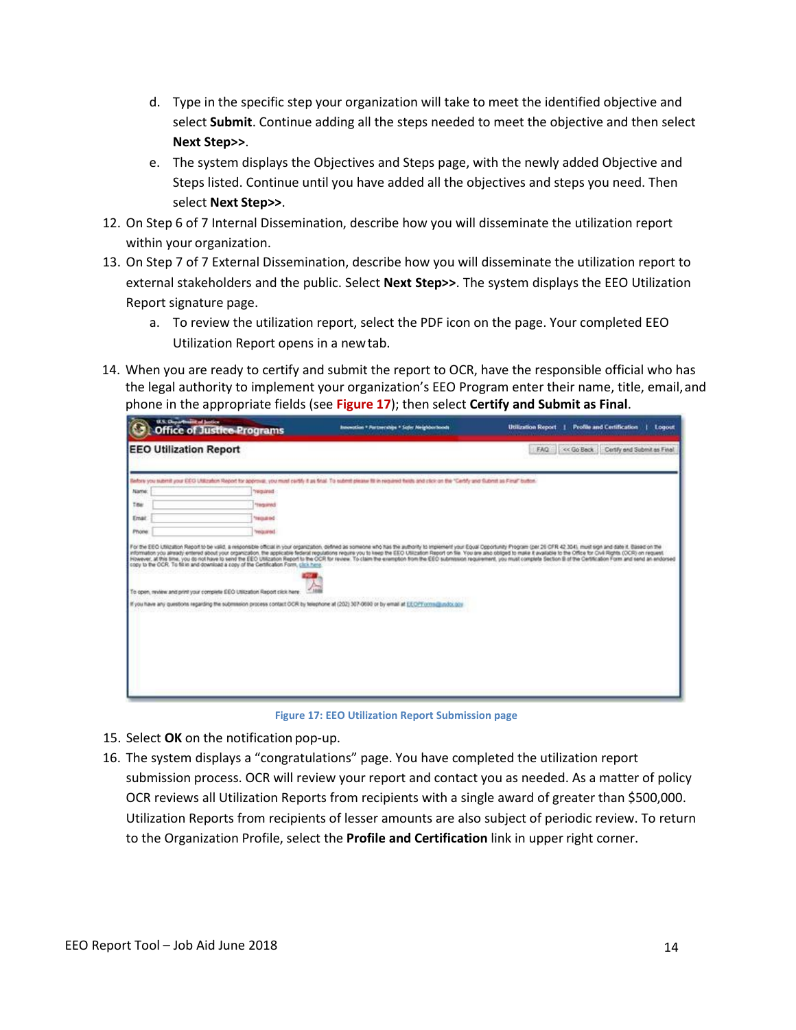d. Type in the specific step your organization will take to meet the identified objective and select **Submit**. Continue adding all the steps needed to meet the objective and then select **Next Step>>**.

e. The system displays the Objectives and Steps page, with the newly added Objective and Steps listed. Continue until you have added all the objectives and steps you need. Then select **Next Step>>**.

12. On Step 6 of 7 Internal Dissemination, describe how you will disseminate the utilization report within your organization.

13. On Step 7 of 7 External Dissemination, describe how you will disseminate the utilization report to external stakeholders and the public. Select **Next Step>>**. The system displays the EEO Utilization Report signature page.

    a. To review the utilization report, select the PDF icon on the page. Your completed EEO Utilization Report opens in a new tab.

14. When you are ready to certify and submit the report to OCR, have the responsible official who has the legal authority to implement your organization's EEO Program enter their name, title, email, and phone in the appropriate fields (see **Figure 17**); then select **Certify and Submit as Final**.

Figure 17: EEO Utilization Report Submission page

15. Select **OK** on the notification pop-up.

16. The system displays a "congratulations" page. You have completed the utilization report submission process. OCR will review your report and contact you as needed. As a matter of policy OCR reviews all Utilization Reports from recipients with a single award of greater than $500,000. Utilization Reports from recipients of lesser amounts are also subject of periodic review. To return to the Organization Profile, select the **Profile and Certification** link in upper right corner.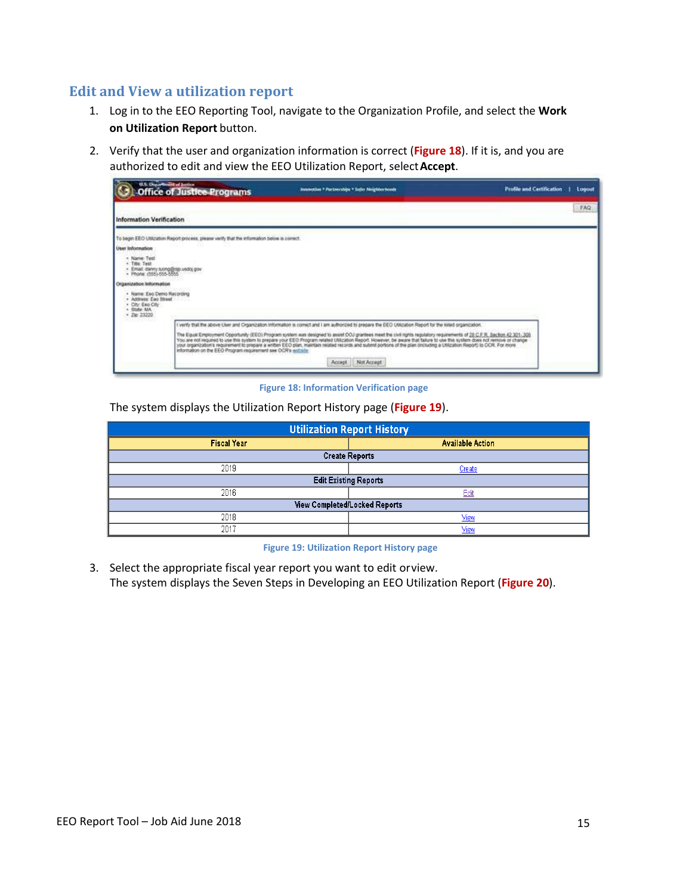## Edit and View a utilization report

1. Log in to the EEO Reporting Tool, navigate to the Organization Profile, and select the **Work on Utilization Report** button.
2. Verify that the user and organization information is correct (**Figure 18**). If it is, and you are authorized to edit and view the EEO Utilization Report, select **Accept**.

Figure 18: Information Verification page

The system displays the Utilization Report History page (**Figure 19**).

| Utilization Report History | |
|---|---|
| **Fiscal Year** | **Available Action** |
| **Create Reports** | |
| 2019 | Create |
| **Edit Existing Reports** | |
| 2016 | Edit |
| **View Completed/Locked Reports** | |
| 2018 | View |
| 2017 | View |

Figure 19: Utilization Report History page

3. Select the appropriate fiscal year report you want to edit or view.
   The system displays the Seven Steps in Developing an EEO Utilization Report (**Figure 20**).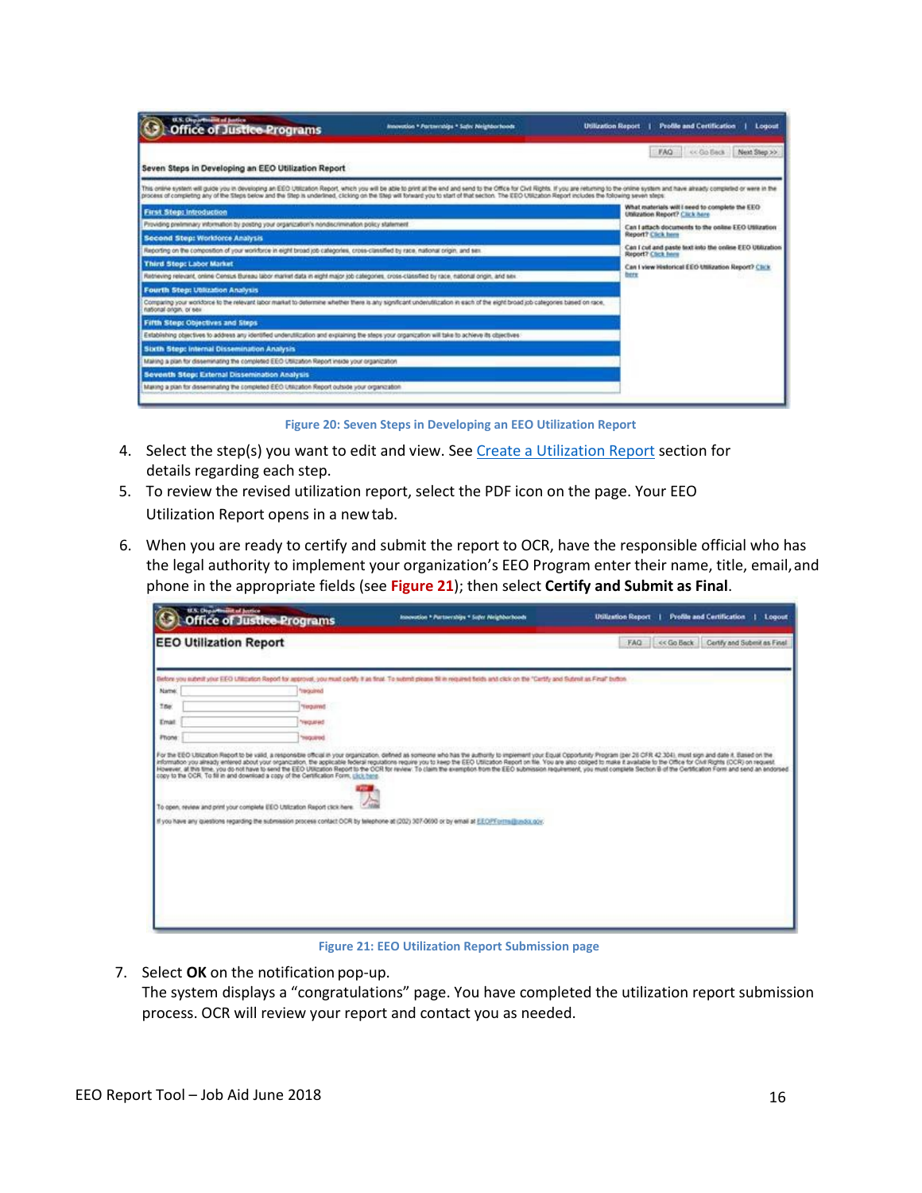Figure 20: Seven Steps in Developing an EEO Utilization Report

4. Select the step(s) you want to edit and view. See Create a Utilization Report section for details regarding each step.
5. To review the revised utilization report, select the PDF icon on the page. Your EEO Utilization Report opens in a new tab.
6. When you are ready to certify and submit the report to OCR, have the responsible official who has the legal authority to implement your organization's EEO Program enter their name, title, email, and phone in the appropriate fields (see **Figure 21**); then select **Certify and Submit as Final**.

Figure 21: EEO Utilization Report Submission page

7. Select **OK** on the notification pop-up.
   The system displays a "congratulations" page. You have completed the utilization report submission process. OCR will review your report and contact you as needed.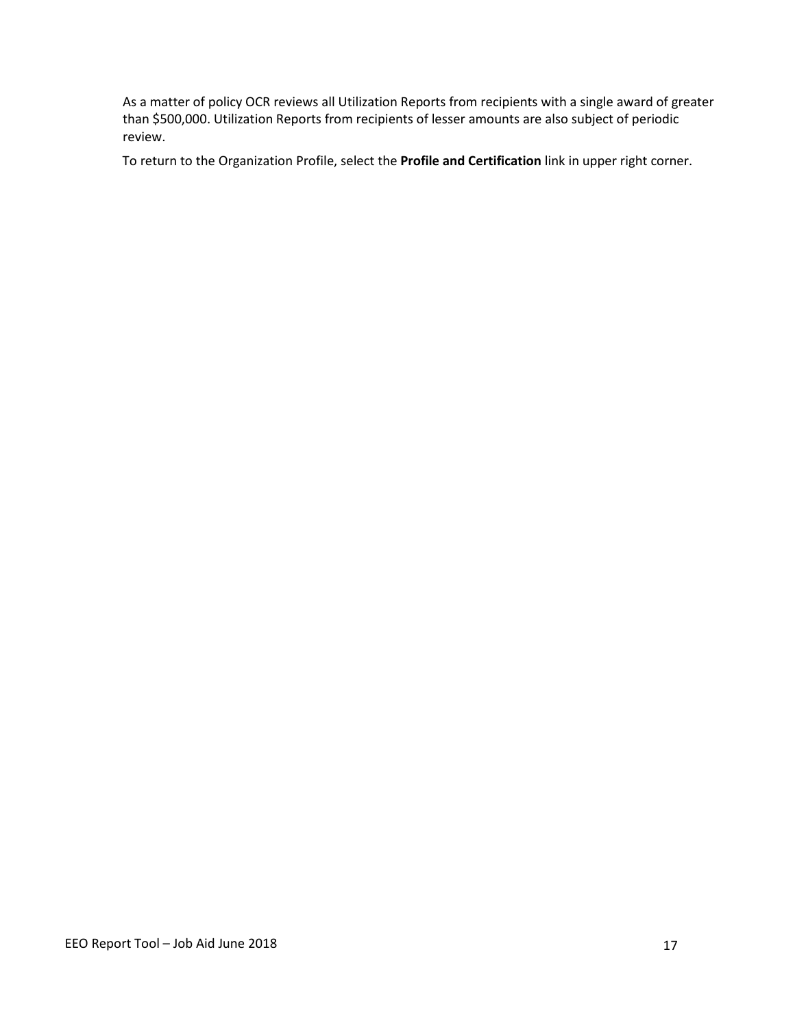As a matter of policy OCR reviews all Utilization Reports from recipients with a single award of greater than $500,000. Utilization Reports from recipients of lesser amounts are also subject of periodic review.

To return to the Organization Profile, select the **Profile and Certification** link in upper right corner.